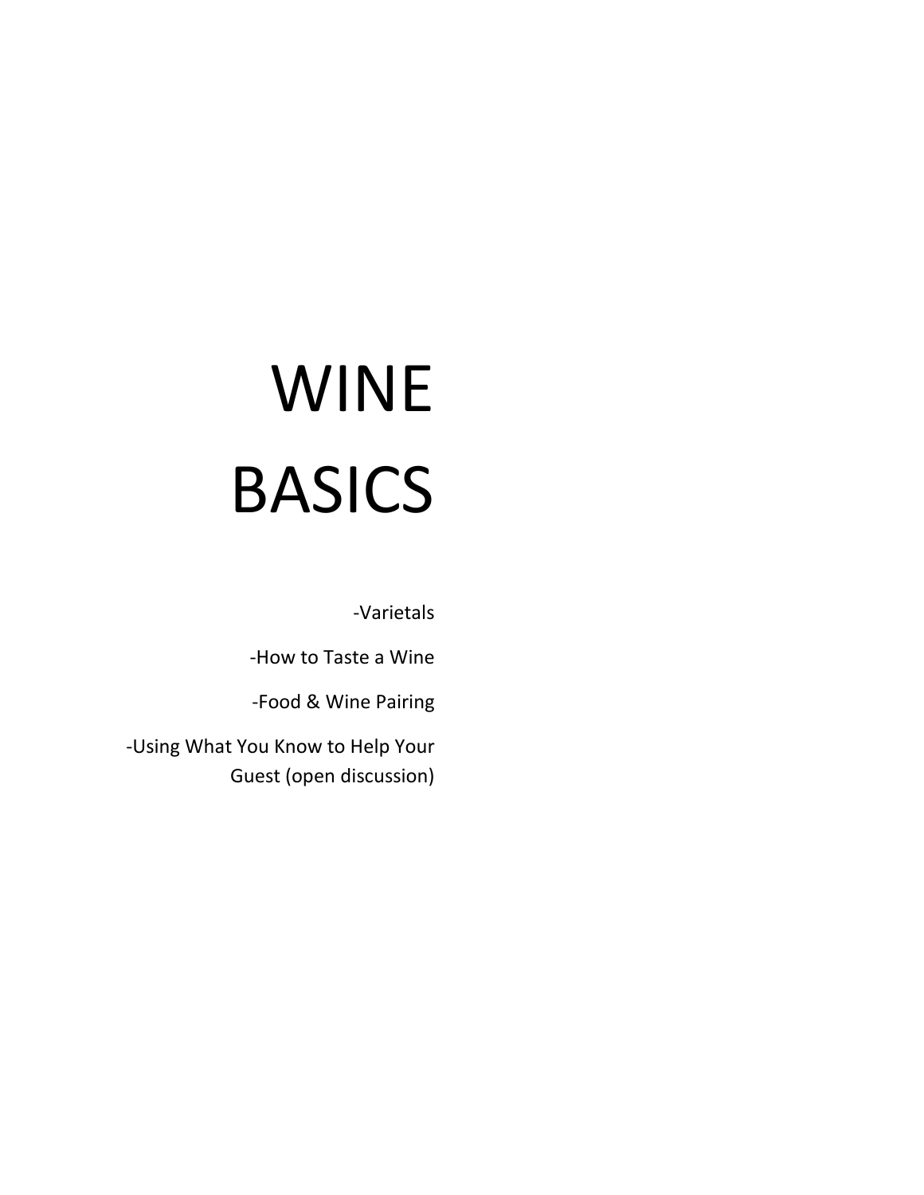# WINE BASICS

-Varietals

-How to Taste a Wine

-Food & Wine Pairing

-Using What You Know to Help Your Guest (open discussion)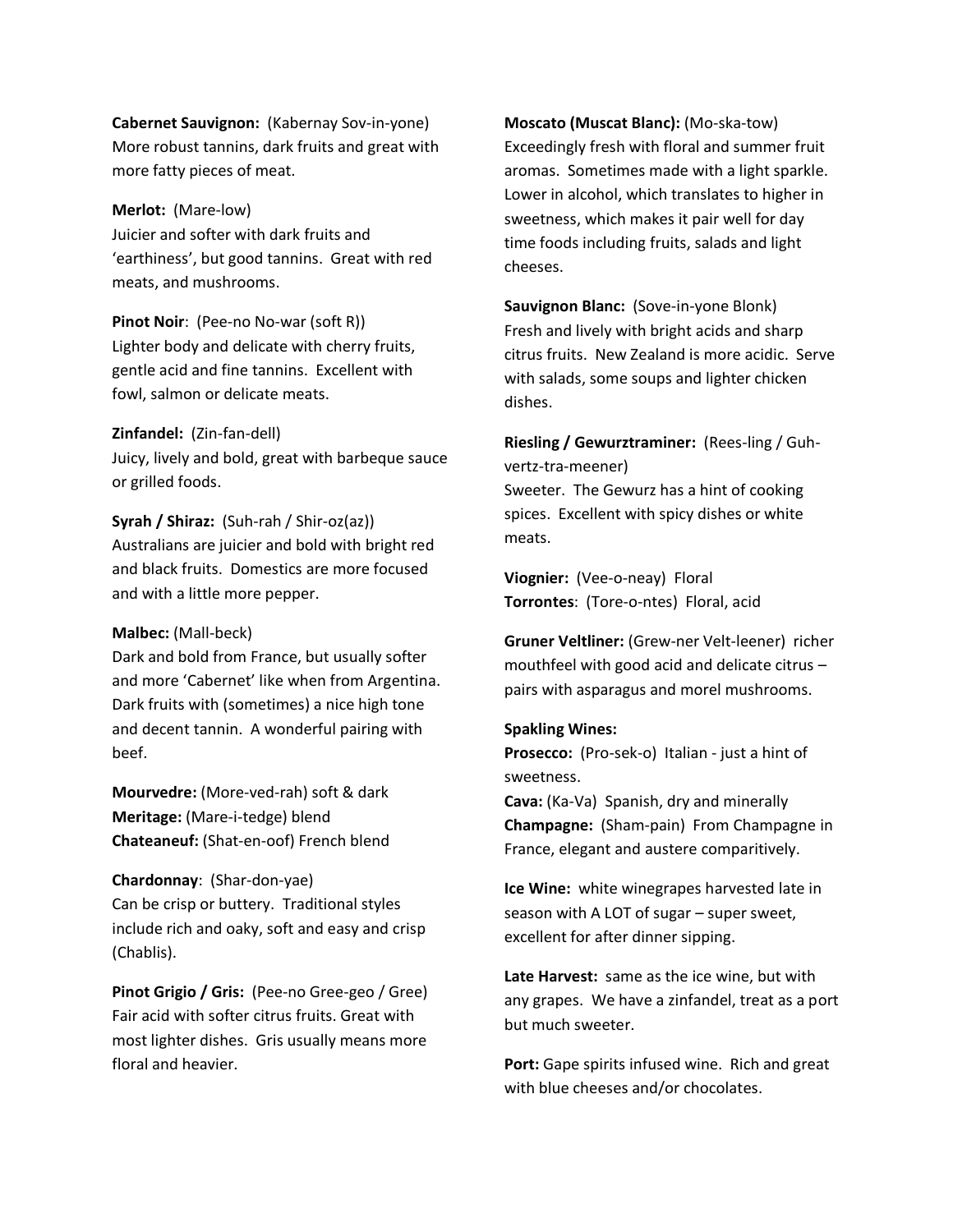**Cabernet Sauvignon:** (Kabernay Sov-in-yone)
More robust tannins, dark fruits and great with more fatty pieces of meat.

**Merlot:** (Mare-low)
Juicier and softer with dark fruits and 'earthiness', but good tannins. Great with red meats, and mushrooms.

**Pinot Noir**: (Pee-no No-war (soft R))
Lighter body and delicate with cherry fruits, gentle acid and fine tannins. Excellent with fowl, salmon or delicate meats.

**Zinfandel:** (Zin-fan-dell)
Juicy, lively and bold, great with barbeque sauce or grilled foods.

**Syrah / Shiraz:** (Suh-rah / Shir-oz(az))
Australians are juicier and bold with bright red and black fruits. Domestics are more focused and with a little more pepper.

**Malbec:** (Mall-beck)
Dark and bold from France, but usually softer and more 'Cabernet' like when from Argentina. Dark fruits with (sometimes) a nice high tone and decent tannin. A wonderful pairing with beef.

**Mourvedre:** (More-ved-rah) soft & dark
**Meritage:** (Mare-i-tedge) blend
**Chateaneuf:** (Shat-en-oof) French blend

**Chardonnay**: (Shar-don-yae)
Can be crisp or buttery. Traditional styles include rich and oaky, soft and easy and crisp (Chablis).

**Pinot Grigio / Gris:** (Pee-no Gree-geo / Gree)
Fair acid with softer citrus fruits. Great with most lighter dishes. Gris usually means more floral and heavier.

**Moscato (Muscat Blanc):** (Mo-ska-tow)
Exceedingly fresh with floral and summer fruit aromas. Sometimes made with a light sparkle. Lower in alcohol, which translates to higher in sweetness, which makes it pair well for day time foods including fruits, salads and light cheeses.

**Sauvignon Blanc:** (Sove-in-yone Blonk)
Fresh and lively with bright acids and sharp citrus fruits. New Zealand is more acidic. Serve with salads, some soups and lighter chicken dishes.

**Riesling / Gewurztraminer:** (Rees-ling / Guh-vertz-tra-meener)
Sweeter. The Gewurz has a hint of cooking spices. Excellent with spicy dishes or white meats.

**Viognier:** (Vee-o-neay) Floral
**Torrontes**: (Tore-o-ntes) Floral, acid

**Gruner Veltliner:** (Grew-ner Velt-leener) richer mouthfeel with good acid and delicate citrus – pairs with asparagus and morel mushrooms.

**Spakling Wines:**
**Prosecco:** (Pro-sek-o) Italian - just a hint of sweetness.
**Cava:** (Ka-Va) Spanish, dry and minerally
**Champagne:** (Sham-pain) From Champagne in France, elegant and austere comparitively.

**Ice Wine:** white winegrapes harvested late in season with A LOT of sugar – super sweet, excellent for after dinner sipping.

**Late Harvest:** same as the ice wine, but with any grapes. We have a zinfandel, treat as a port but much sweeter.

**Port:** Gape spirits infused wine. Rich and great with blue cheeses and/or chocolates.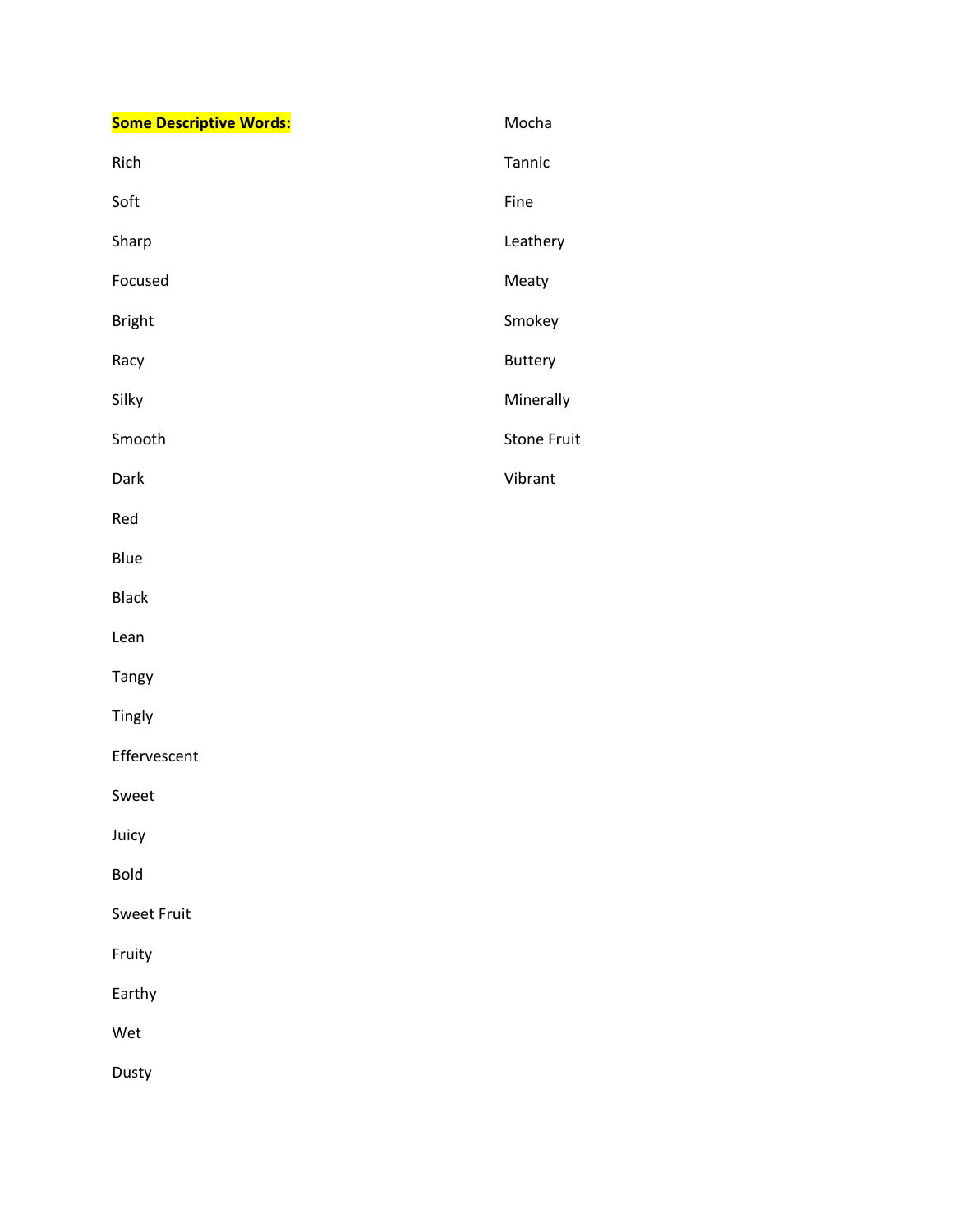**Some Descriptive Words:**

Rich

Soft

Sharp

Focused

Bright

Racy

Silky

Smooth

Dark

Red

Blue

Black

Lean

Tangy

Tingly

Effervescent

Sweet

Juicy

Bold

Sweet Fruit

Fruity

Earthy

Wet

Dusty

Mocha

Tannic

Fine

Leathery

Meaty

Smokey

Buttery

Minerally

Stone Fruit

Vibrant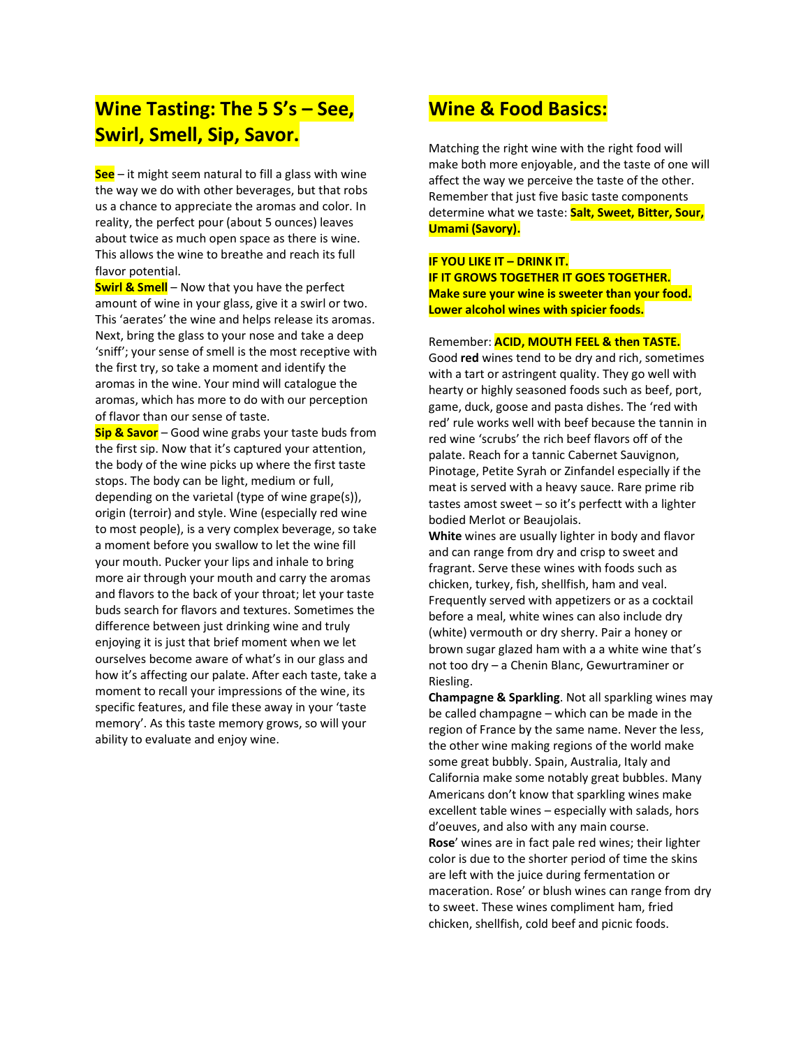## Wine Tasting: The 5 S's – See, Swirl, Smell, Sip, Savor.

**See** – it might seem natural to fill a glass with wine the way we do with other beverages, but that robs us a chance to appreciate the aromas and color. In reality, the perfect pour (about 5 ounces) leaves about twice as much open space as there is wine. This allows the wine to breathe and reach its full flavor potential.

**Swirl & Smell** – Now that you have the perfect amount of wine in your glass, give it a swirl or two. This 'aerates' the wine and helps release its aromas. Next, bring the glass to your nose and take a deep 'sniff'; your sense of smell is the most receptive with the first try, so take a moment and identify the aromas in the wine. Your mind will catalogue the aromas, which has more to do with our perception of flavor than our sense of taste.

**Sip & Savor** – Good wine grabs your taste buds from the first sip. Now that it's captured your attention, the body of the wine picks up where the first taste stops. The body can be light, medium or full, depending on the varietal (type of wine grape(s)), origin (terroir) and style. Wine (especially red wine to most people), is a very complex beverage, so take a moment before you swallow to let the wine fill your mouth. Pucker your lips and inhale to bring more air through your mouth and carry the aromas and flavors to the back of your throat; let your taste buds search for flavors and textures. Sometimes the difference between just drinking wine and truly enjoying it is just that brief moment when we let ourselves become aware of what's in our glass and how it's affecting our palate. After each taste, take a moment to recall your impressions of the wine, its specific features, and file these away in your 'taste memory'. As this taste memory grows, so will your ability to evaluate and enjoy wine.

## Wine & Food Basics:

Matching the right wine with the right food will make both more enjoyable, and the taste of one will affect the way we perceive the taste of the other. Remember that just five basic taste components determine what we taste: **Salt, Sweet, Bitter, Sour, Umami (Savory).**

**IF YOU LIKE IT – DRINK IT.**
**IF IT GROWS TOGETHER IT GOES TOGETHER.**
**Make sure your wine is sweeter than your food.**
**Lower alcohol wines with spicier foods.**

Remember: **ACID, MOUTH FEEL & then TASTE.**

Good **red** wines tend to be dry and rich, sometimes with a tart or astringent quality. They go well with hearty or highly seasoned foods such as beef, port, game, duck, goose and pasta dishes. The 'red with red' rule works well with beef because the tannin in red wine 'scrubs' the rich beef flavors off of the palate. Reach for a tannic Cabernet Sauvignon, Pinotage, Petite Syrah or Zinfandel especially if the meat is served with a heavy sauce. Rare prime rib tastes amost sweet – so it's perfectt with a lighter bodied Merlot or Beaujolais.

**White** wines are usually lighter in body and flavor and can range from dry and crisp to sweet and fragrant. Serve these wines with foods such as chicken, turkey, fish, shellfish, ham and veal. Frequently served with appetizers or as a cocktail before a meal, white wines can also include dry (white) vermouth or dry sherry. Pair a honey or brown sugar glazed ham with a a white wine that's not too dry – a Chenin Blanc, Gewurtraminer or Riesling.

**Champagne & Sparkling**. Not all sparkling wines may be called champagne – which can be made in the region of France by the same name. Never the less, the other wine making regions of the world make some great bubbly. Spain, Australia, Italy and California make some notably great bubbles. Many Americans don't know that sparkling wines make excellent table wines – especially with salads, hors d'oeuves, and also with any main course.

**Rose**' wines are in fact pale red wines; their lighter color is due to the shorter period of time the skins are left with the juice during fermentation or maceration. Rose' or blush wines can range from dry to sweet. These wines compliment ham, fried chicken, shellfish, cold beef and picnic foods.